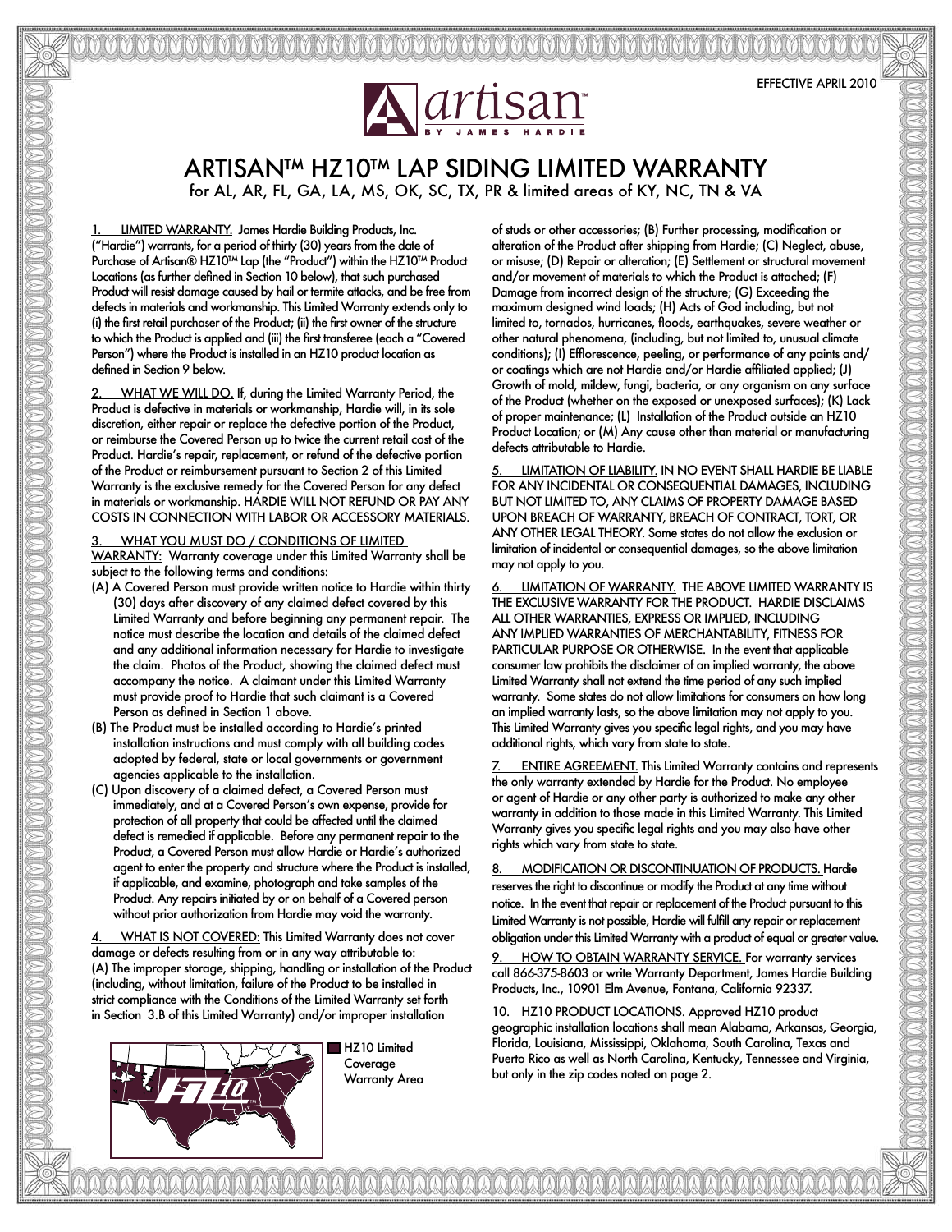EFFECTIVE APRIL 2010

# ARTISAN™ HZ10™ LAP SIDING LIMITED WARRANTY

for AL, AR, FL, GA, LA, MS, OK, SC, TX, PR & limited areas of KY, NC, TN & VA

1. LIMITED WARRANTY. James Hardie Building Products, Inc. ("Hardie") warrants, for a period of thirty (30) years from the date of Purchase of Artisan® HZ10™ Lap (the "Product") within the HZ10™ Product Locations (as further defined in Section 10 below), that such purchased Product will resist damage caused by hail or termite attacks, and be free from defects in materials and workmanship. This Limited Warranty extends only to (i) the first retail purchaser of the Product; (ii) the first owner of the structure to which the Product is applied and (iii) the first transferee (each a "Covered Person") where the Product is installed in an HZ10 product location as defined in Section 9 below.

2. WHAT WE WILL DO. If, during the Limited Warranty Period, the Product is defective in materials or workmanship, Hardie will, in its sole discretion, either repair or replace the defective portion of the Product, or reimburse the Covered Person up to twice the current retail cost of the Product. Hardie's repair, replacement, or refund of the defective portion of the Product or reimbursement pursuant to Section 2 of this Limited Warranty is the exclusive remedy for the Covered Person for any defect in materials or workmanship. HARDIE WILL NOT REFUND OR PAY ANY COSTS IN CONNECTION WITH LABOR OR ACCESSORY MATERIALS.

3. WHAT YOU MUST DO / CONDITIONS OF LIMITED WARRANTY: Warranty coverage under this Limited Warranty shall be subject to the following terms and conditions:

(A) A Covered Person must provide written notice to Hardie within thirty (30) days after discovery of any claimed defect covered by this Limited Warranty and before beginning any permanent repair. The notice must describe the location and details of the claimed defect and any additional information necessary for Hardie to investigate the claim. Photos of the Product, showing the claimed defect must accompany the notice. A claimant under this Limited Warranty must provide proof to Hardie that such claimant is a Covered Person as defined in Section 1 above.

(B) The Product must be installed according to Hardie's printed installation instructions and must comply with all building codes adopted by federal, state or local governments or government agencies applicable to the installation.

(C) Upon discovery of a claimed defect, a Covered Person must immediately, and at a Covered Person's own expense, provide for protection of all property that could be affected until the claimed defect is remedied if applicable. Before any permanent repair to the Product, a Covered Person must allow Hardie or Hardie's authorized agent to enter the property and structure where the Product is installed, if applicable, and examine, photograph and take samples of the Product. Any repairs initiated by or on behalf of a Covered person without prior authorization from Hardie may void the warranty.

4. WHAT IS NOT COVERED: This Limited Warranty does not cover damage or defects resulting from or in any way attributable to: (A) The improper storage, shipping, handling or installation of the Product (including, without limitation, failure of the Product to be installed in strict compliance with the Conditions of the Limited Warranty set forth in Section 3.B of this Limited Warranty) and/or improper installation of studs or other accessories; (B) Further processing, modification or alteration of the Product after shipping from Hardie; (C) Neglect, abuse, or misuse; (D) Repair or alteration; (E) Settlement or structural movement and/or movement of materials to which the Product is attached; (F) Damage from incorrect design of the structure; (G) Exceeding the maximum designed wind loads; (H) Acts of God including, but not limited to, tornados, hurricanes, floods, earthquakes, severe weather or other natural phenomena, (including, but not limited to, unusual climate conditions); (I) Efflorescence, peeling, or performance of any paints and/or coatings which are not Hardie and/or Hardie affiliated applied; (J) Growth of mold, mildew, fungi, bacteria, or any organism on any surface of the Product (whether on the exposed or unexposed surfaces); (K) Lack of proper maintenance; (L) Installation of the Product outside an HZ10 Product Location; or (M) Any cause other than material or manufacturing defects attributable to Hardie.

HZ10 Limited Coverage Warranty Area

5. LIMITATION OF LIABILITY. IN NO EVENT SHALL HARDIE BE LIABLE FOR ANY INCIDENTAL OR CONSEQUENTIAL DAMAGES, INCLUDING BUT NOT LIMITED TO, ANY CLAIMS OF PROPERTY DAMAGE BASED UPON BREACH OF WARRANTY, BREACH OF CONTRACT, TORT, OR ANY OTHER LEGAL THEORY. Some states do not allow the exclusion or limitation of incidental or consequential damages, so the above limitation may not apply to you.

6. LIMITATION OF WARRANTY. THE ABOVE LIMITED WARRANTY IS THE EXCLUSIVE WARRANTY FOR THE PRODUCT. HARDIE DISCLAIMS ALL OTHER WARRANTIES, EXPRESS OR IMPLIED, INCLUDING ANY IMPLIED WARRANTIES OF MERCHANTABILITY, FITNESS FOR PARTICULAR PURPOSE OR OTHERWISE. In the event that applicable consumer law prohibits the disclaimer of an implied warranty, the above Limited Warranty shall not extend the time period of any such implied warranty. Some states do not allow limitations for consumers on how long an implied warranty lasts, so the above limitation may not apply to you. This Limited Warranty gives you specific legal rights, and you may have additional rights, which vary from state to state.

7. ENTIRE AGREEMENT. This Limited Warranty contains and represents the only warranty extended by Hardie for the Product. No employee or agent of Hardie or any other party is authorized to make any other warranty in addition to those made in this Limited Warranty. This Limited Warranty gives you specific legal rights and you may also have other rights which vary from state to state.

8. MODIFICATION OR DISCONTINUATION OF PRODUCTS. Hardie reserves the right to discontinue or modify the Product at any time without notice. In the event that repair or replacement of the Product pursuant to this Limited Warranty is not possible, Hardie will fulfill any repair or replacement obligation under this Limited Warranty with a product of equal or greater value.

9. HOW TO OBTAIN WARRANTY SERVICE. For warranty services call 866-375-8603 or write Warranty Department, James Hardie Building Products, Inc., 10901 Elm Avenue, Fontana, California 92337.

10. HZ10 PRODUCT LOCATIONS. Approved HZ10 product geographic installation locations shall mean Alabama, Arkansas, Georgia, Florida, Louisiana, Mississippi, Oklahoma, South Carolina, Texas and Puerto Rico as well as North Carolina, Kentucky, Tennessee and Virginia, but only in the zip codes noted on page 2.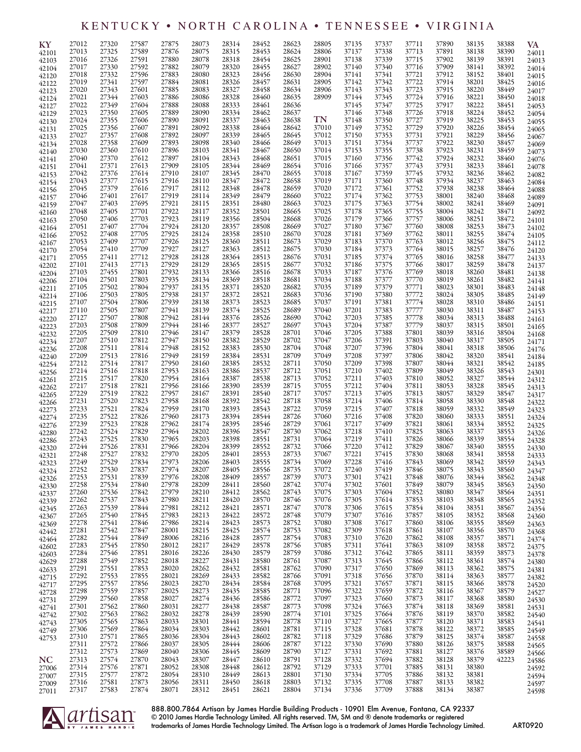# KENTUCKY • NORTH CAROLINA • TENNESSEE • VIRGINIA

**KY**

42101 42103 42104 42120 42122 42123 42124 42127 42129 42130 42131 42133 42134 42140 42141 42151 42153 42154 42156 42157 42159 42160 42163 42164 42166 42167 42170 42171 42202 42204 42206 42211 42214 42215 42217 42220 42223 42232 42234 42236 42240 42254 42256 42261 42262 42265 42266 42273 42274 42276 42280 42286 42320 42321 42323 42324 42326 42330 42337 42339 42345 42367 42369 42442 42464 42602 42603 42629 42633 42715 42717 42728 42731 42741 42742 42743 42749 42753

**NC**

27006 27007 27009 27011 27012 27013 27016 27017 27018 27019 27020 27021 27022 27023 27024 27025 27027 27028 27030 27040 27041 27042 27043 27045 27046 27047 27048 27050 27051 27052 27053 27054 27055 27101 27103 27104 27105 27106 27107 27110 27127 27203 27205 27207 27208 27209 27212 27214 27215 27217 27229 27231 27233 27235 27239 27242 27243 27244 27248 27249 27252 27253 27258 27260 27262 27263 27265 27278 27281 27282 27283 27284 27288 27291 27292 27295 27298 27299 27301 27302 27305 27306 27310 27311 27312 27313 27314 27315 27316 27317 27320 27325 27326 27330 27332 27341 27343 27344 27349 27350 27355 27356 27357 27358 27360 27370 27371 27376 27377 27379 27401 27403 27405 27406 27407 27408 27409 27410 27411 27413 27455 27501 27502 27503 27504 27505 27507 27508 27509 27510 27511 27513 27514 27516 27517 27518 27519 27520 27521 27522 27523 27524 27525 27526 27527 27529 27530 27531 27534 27536 27537 27539 27540 27541 27542 27544 27545 27546 27549 27551 27553 27557 27559 27560 27562 27563 27565 27569 27571 27572 27573 27574 27576 27577 27581 27583 27587 27589 27591 27592 27596 27597 27601 27603 27604 27605 27606 27607 27608 27609 27610 27612 27613 27614 27615 27616 27617 27695 27701 27703 27704 27705 27707 27709 27712 27713 27801 27803 27804 27805 27806 27807 27808 27809 27810 27812 27814 27816 27817 27818 27820 27821 27822 27823 27824 27826 27828 27829 27830 27831 27832 27834 27837 27839 27840 27842 27843 27844 27845 27846 27847 27849 27850 27851 27852 27853 27855 27856 27857 27858 27860 27862 27863 27864 27865 27866 27869 27870 27871 27872 27873 27874 27875 27876 27880 27882 27883 27884 27885 27886 27888 27889 27890 27891 27892 27893 27896 27897 27909 27910 27916 27917 27919 27921 27922 27923 27924 27925 27926 27927 27928 27929 27932 27935 27937 27938 27939 27941 27942 27944 27946 27947 27948 27949 27950 27953 27954 27956 27957 27958 27959 27960 27962 27964 27965 27966 27970 27973 27974 27976 27978 27979 27980 27981 27983 27986 28001 28006 28012 28016 28018 28020 28021 28023 28025 28027 28031 28032 28033 28034 28036 28037 28040 28043 28052 28054 28056 28071 28073 28075 28078 28079 28080 28081 28083 28086 28088 28090 28091 28092 28097 28098 28103 28104 28105 28107 28110 28112 28114 28115 28117 28119 28120 28124 28125 28127 28128 28129 28133 28134 28135 28137 28138 28139 28144 28146 28147 28150 28152 28159 28160 28163 28164 28166 28167 28168 28170 28173 28174 28202 28203 28204 28205 28206 28207 28208 28209 28210 28211 28212 28213 28214 28215 28216 28217 28226 28227 28262 28269 28270 28273 28274 28277 28278 28301 28303 28304 28305 28306 28307 28308 28310 28311 28312 28314 28315 28318 28320 28323 28326 28327 28328 28333 28334 28337 28338 28339 28340 28341 28343 28344 28345 28347 28348 28349 28351 28352 28356 28357 28358 28360 28363 28364 28365 28366 28369 28371 28372 28373 28374 28376 28377 28379 28382 28383 28384 28385 28386 28387 28390 28391 28392 28393 28394 28395 28396 28398 28399 28401 28403 28405 28409 28411 28412 28420 28421 28422 28423 28425 28428 28429 28430 28431 28432 28433 28434 28435 28436 28438 28439 28441 28442 28443 28444 28445 28447 28448 28449 28450 28451 28452 28453 28454 28455 28456 28457 28458 28460 28461 28462 28463 28464 28465 28466 28467 28468 28469 28470 28472 28478 28479 28480 28501 28504 28508 28510 28511 28512 28513 28515 28516 28518 28520 28521 28523 28525 28526 28527 28528 28529 28530 28531 28532 28537 28538 28539 28540 28542 28543 28544 28546 28547 28551 28552 28553 28555 28556 28557 28560 28562 28570 28571 28572 28573 28574 28577 28578 28579 28580 28581 28582 28584 28585 28586 28587 28590 28594 28601 28602 28606 28609 28610 28612 28613 28618 28621 28623 28624 28625 28627 28630 28631 28634 28635 28636 28637 28638 28642 28645 28649 28650 28651 28654 28655 28658 28659 28660 28663 28665 28668 28669 28670 28673 28675 28676 28677 28678 28681 28682 28683 28685 28689 28690 28697 28701 28702 28704 28709 28711 28712 28713 28715 28717 28718 28722 28726 28729 28730 28731 28732 28733 28734 28735 28739 28742 28743 28746 28747 28748 28752 28753 28754 28756 28759 28761 28762 28766 28768 28771 28772 28773 28774 28778 28781 28782 28787 28790 28791 28792 28801 28803 28804 28805 28806 28901 28902 28904 28905 28906 28909

**TN**

37010 37012 37013 37014 37015 37016 37018 37019 37020 37022 37023 37025 37026 37027 37028 37029 37030 37031 37032 37033 37034 37035 37036 37037 37040 37042 37043 37046 37047 37048 37049 37050 37051 37052 37055 37057 37058 37059 37060 37061 37062 37064 37066 37067 37069 37072 37073 37074 37075 37076 37078 37079 37080 37082 37083 37085 37086 37087 37090 37091 37095 37096 37097 37098 37101 37110 37115 37118 37122 37127 37128 37129 37130 37132 37134 37135 37137 37138 37140 37141 37142 37143 37144 37145 37146 37148 37149 37150 37151 37153 37160 37166 37167 37171 37172 37174 37175 37178 37179 37180 37181 37183 37184 37185 37186 37187 37188 37189 37190 37191 37201 37203 37204 37205 37206 37207 37208 37209 37210 37211 37212 37213 37214 37215 37216 37217 37218 37219 37220 37221 37228 37240 37301 37302 37303 37305 37306 37307 37308 37309 37310 37311 37312 37313 37317 37318 37321 37322 37323 37324 37325 37327 37328 37329 37330 37331 37332 37333 37334 37335 37336 37337 37338 37339 37340 37341 37342 37343 37345 37347 37348 37350 37352 37353 37354 37355 37356 37357 37359 37360 37361 37362 37363 37365 37366 37367 37369 37370 37373 37374 37375 37376 37377 37379 37380 37381 37383 37385 37387 37388 37391 37396 37397 37398 37402 37403 37404 37405 37406 37407 37408 37409 37410 37411 37412 37415 37416 37419 37421 37601 37604 37614 37615 37616 37617 37618 37620 37641 37642 37645 37650 37656 37657 37659 37660 37663 37664 37665 37681 37686 37690 37692 37694 37701 37705 37708 37709 37711 37713 37715 37716 37721 37722 37723 37724 37725 37726 37727 37729 37731 37737 37738 37742 37743 37745 37748 37752 37753 37754 37755 37757 37760 37762 37763 37764 37765 37766 37769 37770 37771 37772 37774 37777 37778 37779 37801 37803 37804 37806 37807 37809 37810 37811 37813 37814 37818 37820 37821 37825 37826 37829 37830 37843 37846 37848 37849 37852 37853 37854 37857 37860 37861 37862 37863 37865 37866 37869 37870 37871 37872 37873 37874 37876 37877 37878 37879 37880 37881 37882 37885 37886 37887 37888 37890 37891 37902 37909 37912 37914 37915 37916 37917 37918 37919 37920 37921 37922 37923 37924 37931 37932 37934 37938 38001 38002 38004 38006 38008 38011 38012 38015 38016 38017 38018 38019 38023 38024 38028 38030 38034 38037 38039 38040 38041 38042 38044 38049 38052 38053 38057 38058 38059 38060 38061 38063 38066 38067 38068 38069 38075 38076 38079 38080 38103 38104 38105 38106 38107 38108 38109 38111 38112 38113 38114 38115 38116 38117 38118 38119 38120 38122 38125 38126 38127 38128 38131 38132 38133 38134 38135 38138 38139 38141 38152 38201 38220 38221 38222 38224 38225 38226 38229 38230 38231 38232 38233 38236 38237 38238 38240 38241 38242 38251 38253 38255 38256 38257 38258 38259 38260 38261 38301 38305 38310 38311 38313 38315 38316 38317 38318 38320 38321 38326 38327 38328 38329 38330 38332 38333 38334 38337 38339 38340 38341 38342 38343 38344 38345 38347 38348 38351 38352 38355 38356 38357 38358 38359 38361 38362 38363 38366 38367 38368 38369 38370 38371 38372 38374 38375 38376 38379 38380 38381 38382 38387 38388 38390 38391 38392 38401 38425 38449 38450 38451 38452 38453 38454 38456 38457 38459 38460 38461 38462 38463 38464 38468 38469 38471 38472 38473 38474 38475 38476 38477 38478 38481 38482 38483 38485 38486 38487 38488 38501 38504 38505 38506 38541 38542 38543 38544 38545 38547 38548 38549 38551 38552 38553 38554 38555 38558 38559 38560 38562 38563 38564 38565 38567 38568 38569 38570 38571 38572 38573 38574 38575 38577 38578 38579 38580 38581 38582 38583 38585 38587 38588 38589 42223

**VA**

24011 24013 24014 24015 24016 24017 24018 24053 24054 24055 24065 24067 24069 24073 24076 24078 24082 24084 24088 24089 24091 24092 24101 24102 24105 24112 24120 24133 24137 24138 24141 24148 24149 24151 24153 24161 24165 24168 24171 24176 24184 24185 24301 24312 24313 24317 24322 24323 24324 24325 24326 24328 24330 24333 24343 24347 24348 24350 24351 24352 24354 24360 24363 24368 24374 24375 24378 24380 24381 24382 24520 24527 24530 24531 24540 24541 24549 24558 24565 24566 24586 24592 24594 24597 24598

artisan BY JAMES HARDIE

888.800.7864 Artisan by James Hardie Building Products - 10901 Elm Avenue, Fontana, CA 92337
© 2010 James Hardie Technology Limited. All rights reserved. TM, SM and ® denote trademarks or registered trademarks of James Hardie Technology Limited. The Artisan logo is a trademark of James Hardie Technology Limited.

ART0920